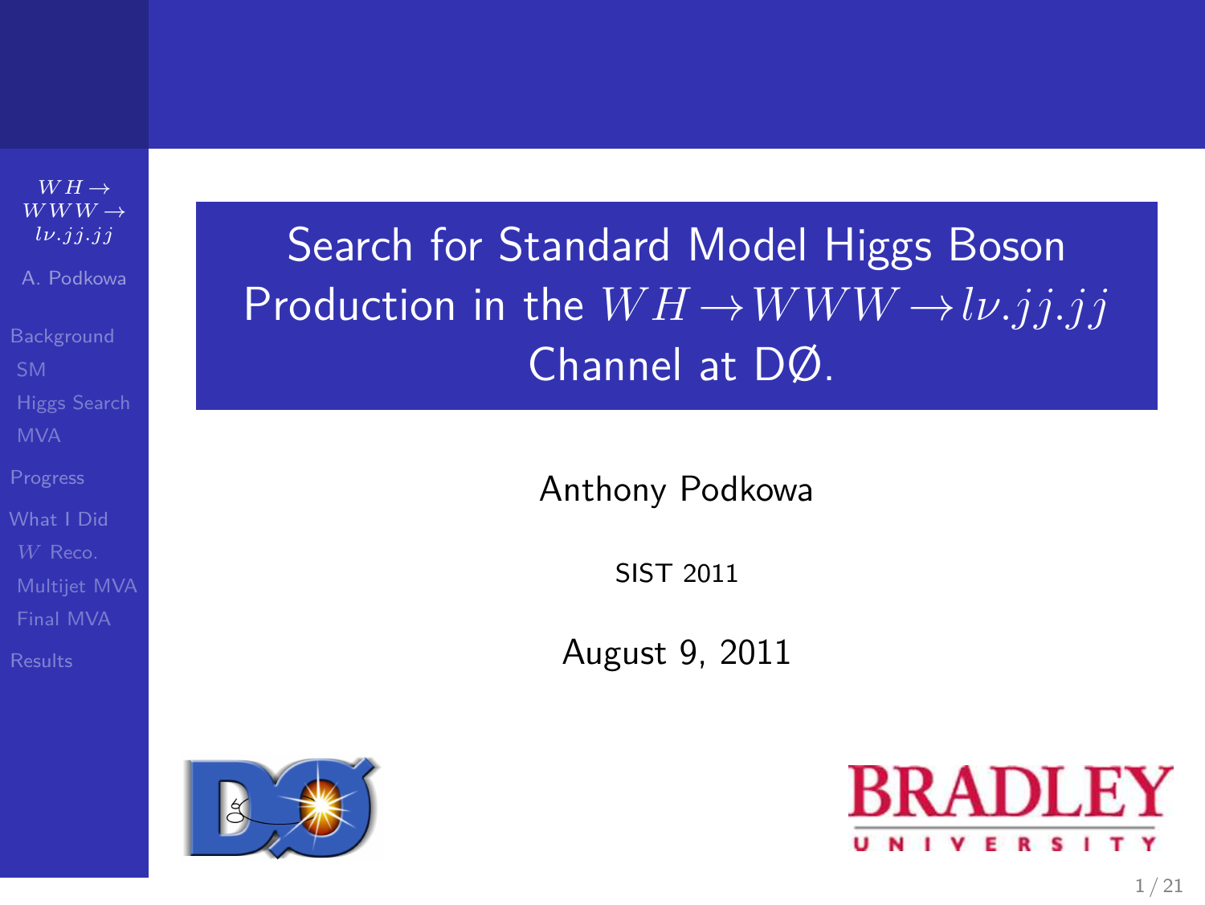# Search for Standard Model Higgs Boson Production in the $WH \rightarrow WWW \rightarrow l\nu.jj.jj$ Channel at DØ.

Anthony Podkowa

SIST 2011

August 9, 2011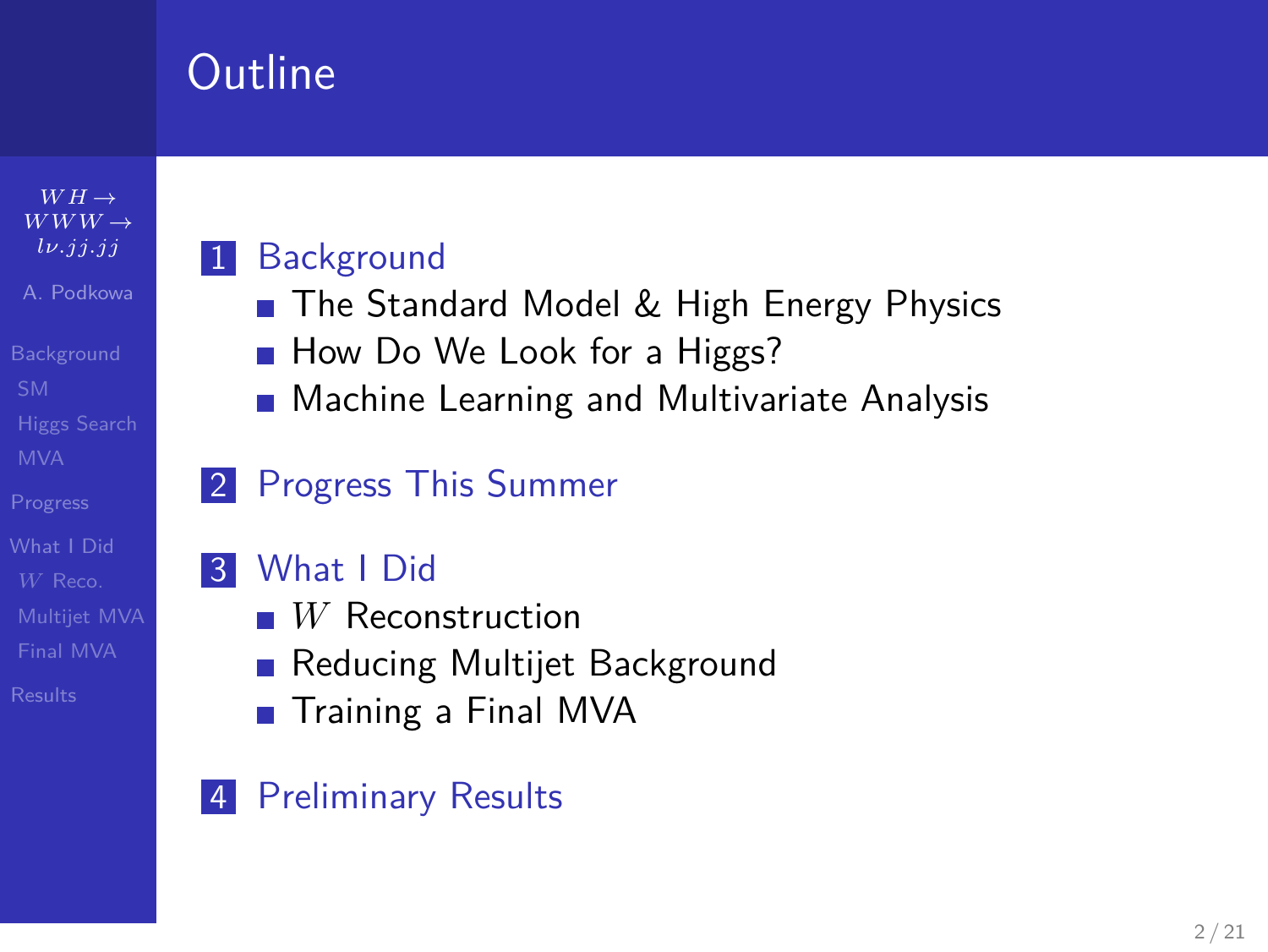# Outline

1. Background
   - The Standard Model & High Energy Physics
   - How Do We Look for a Higgs?
   - Machine Learning and Multivariate Analysis
2. Progress This Summer
3. What I Did
   - $W$ Reconstruction
   - Reducing Multijet Background
   - Training a Final MVA
4. Preliminary Results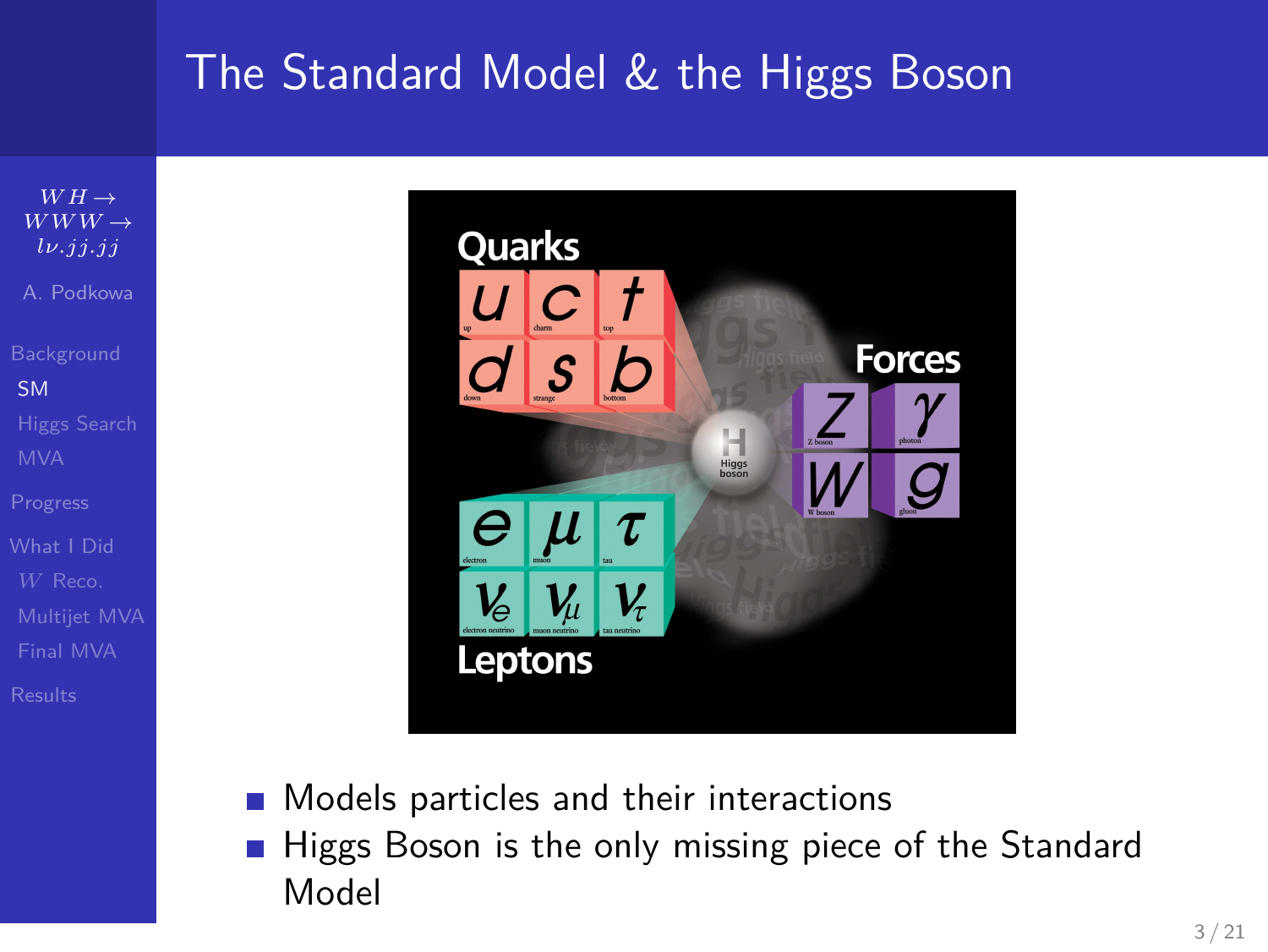# The Standard Model & the Higgs Boson

Quarks

| $u$ up | $c$ charm | $t$ top |
| --- | --- | --- |
| $d$ down | $s$ strange | $b$ bottom |

Forces

| $Z$ Z boson | $\gamma$ photon |
| --- | --- |
| $W$ W boson | $g$ gluon |

H Higgs boson

| $e$ electron | $\mu$ muon | $\tau$ tau |
| --- | --- | --- |
| $\nu_e$ electron neutrino | $\nu_\mu$ muon neutrino | $\nu_\tau$ tau neutrino |

Leptons

- Models particles and their interactions
- Higgs Boson is the only missing piece of the Standard Model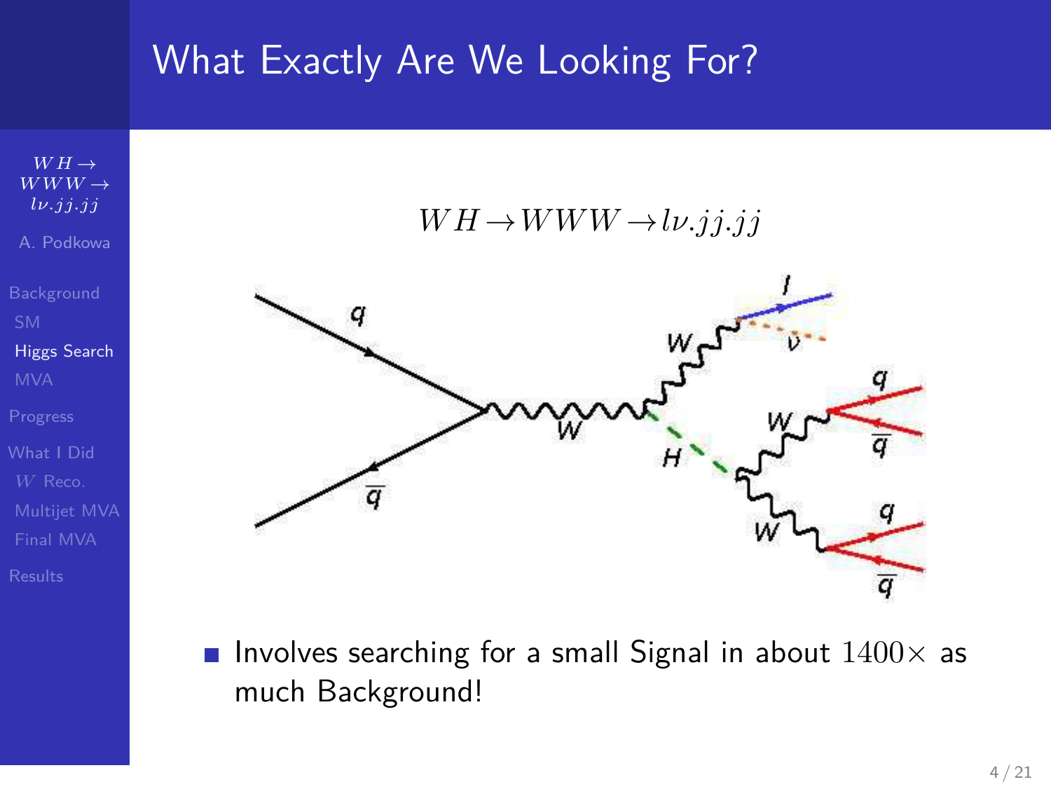# What Exactly Are We Looking For?

$$WH \rightarrow WWW \rightarrow l\nu.jj.jj$$

- Involves searching for a small Signal in about $1400\times$ as much Background!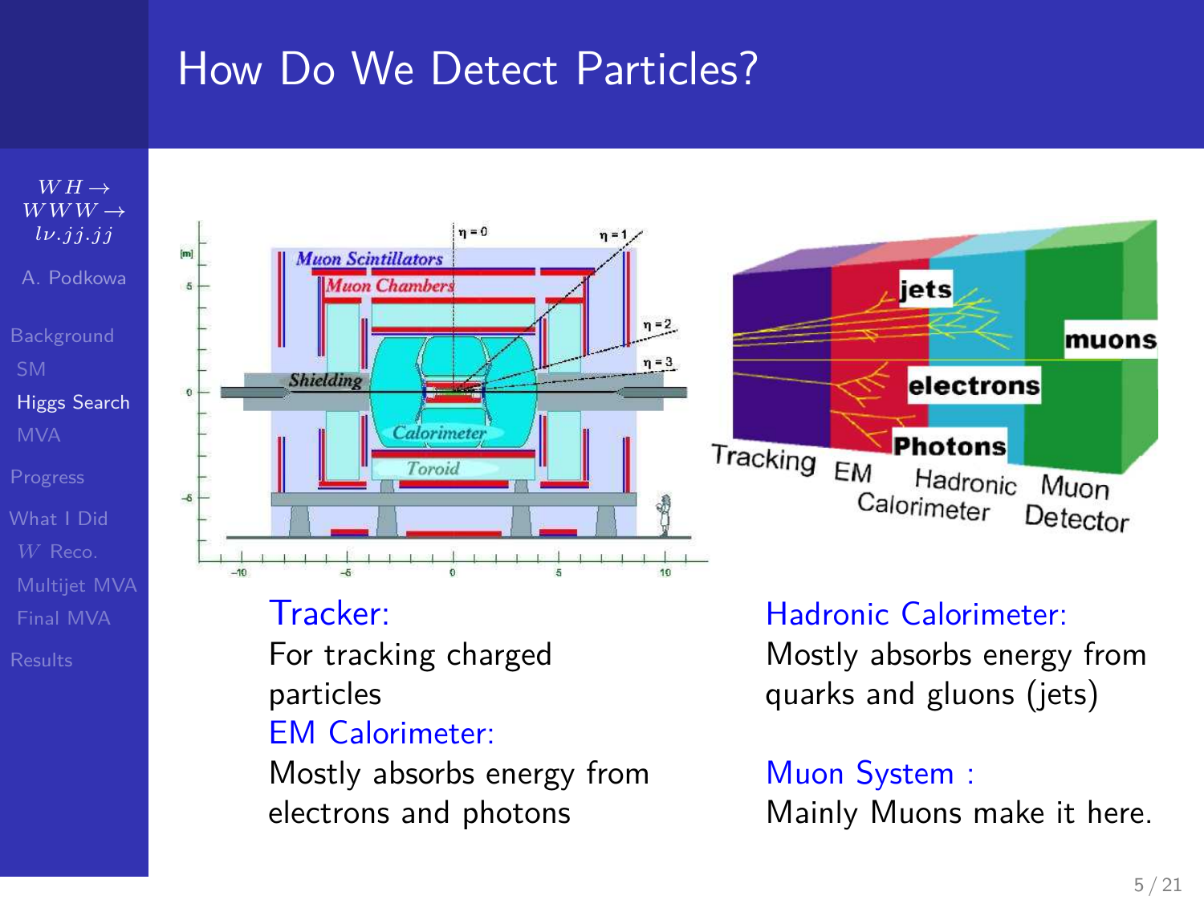# How Do We Detect Particles?

**Tracker:**
For tracking charged particles

**EM Calorimeter:**
Mostly absorbs energy from electrons and photons

**Hadronic Calorimeter:**
Mostly absorbs energy from quarks and gluons (jets)

**Muon System :**
Mainly Muons make it here.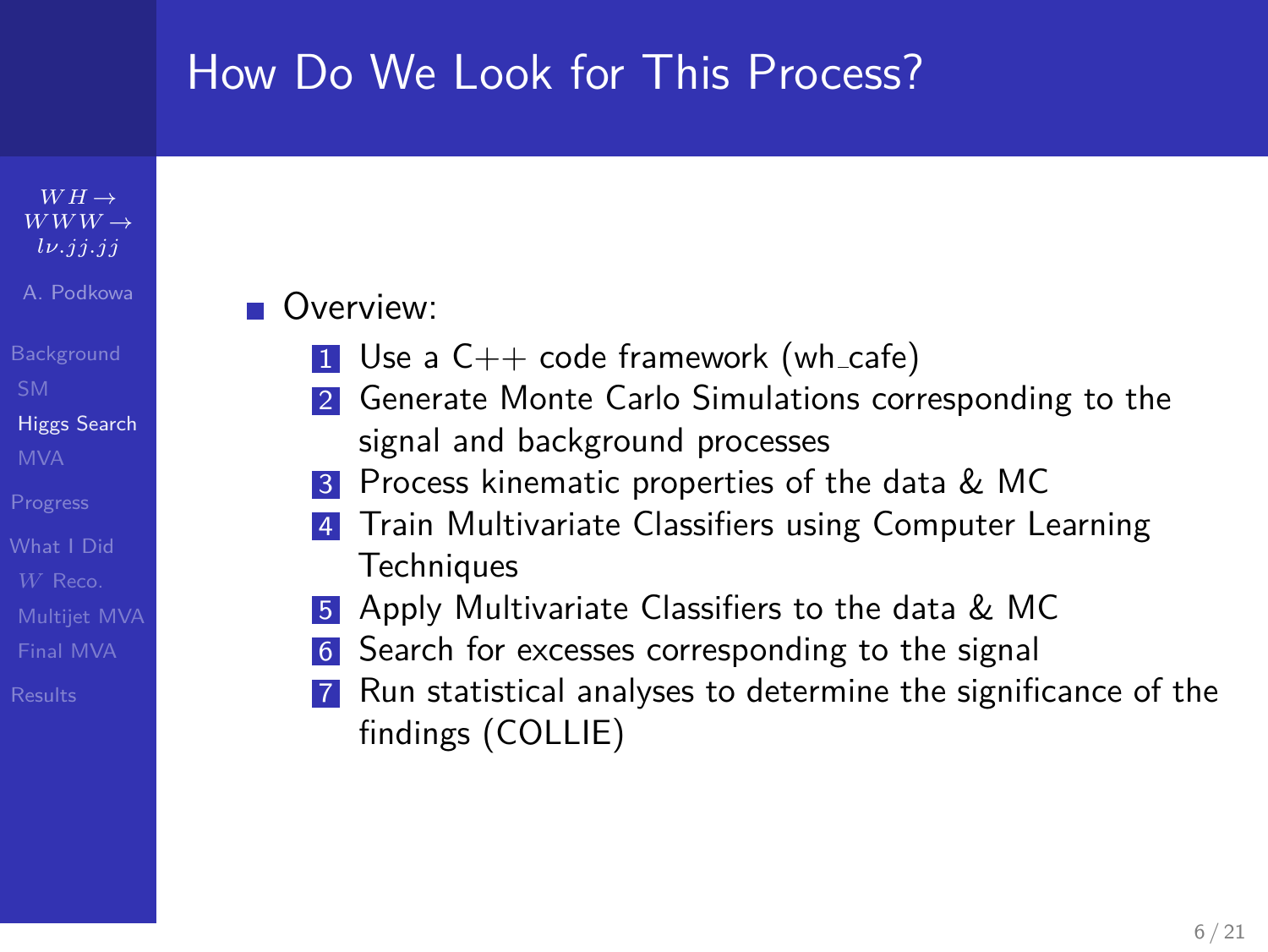# How Do We Look for This Process?

- Overview:
  1. Use a C++ code framework (wh_cafe)
  2. Generate Monte Carlo Simulations corresponding to the signal and background processes
  3. Process kinematic properties of the data & MC
  4. Train Multivariate Classifiers using Computer Learning Techniques
  5. Apply Multivariate Classifiers to the data & MC
  6. Search for excesses corresponding to the signal
  7. Run statistical analyses to determine the significance of the findings (COLLIE)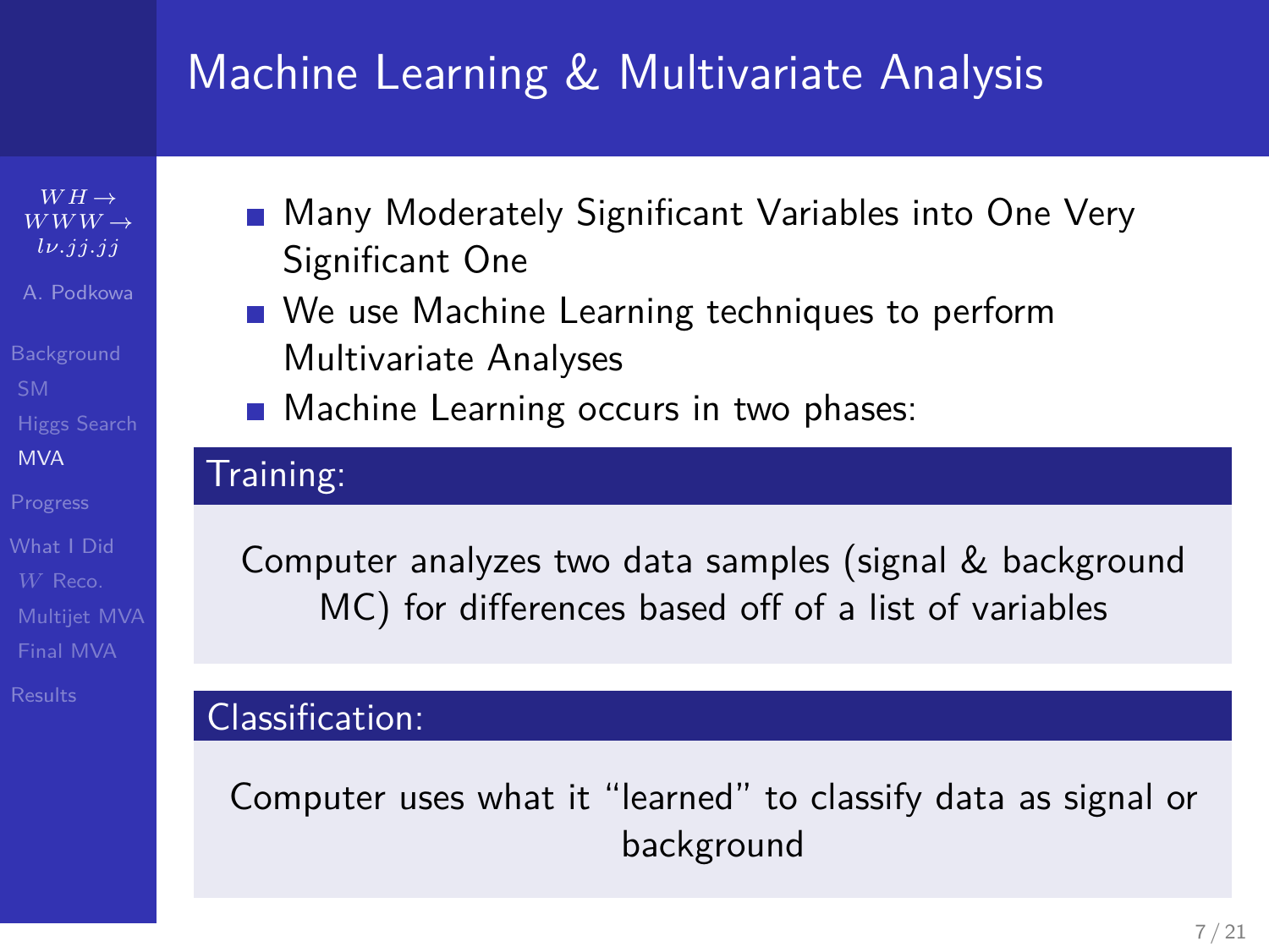# Machine Learning & Multivariate Analysis

- Many Moderately Significant Variables into One Very Significant One
- We use Machine Learning techniques to perform Multivariate Analyses
- Machine Learning occurs in two phases:

**Training:**

Computer analyzes two data samples (signal & background MC) for differences based off of a list of variables

**Classification:**

Computer uses what it “learned” to classify data as signal or background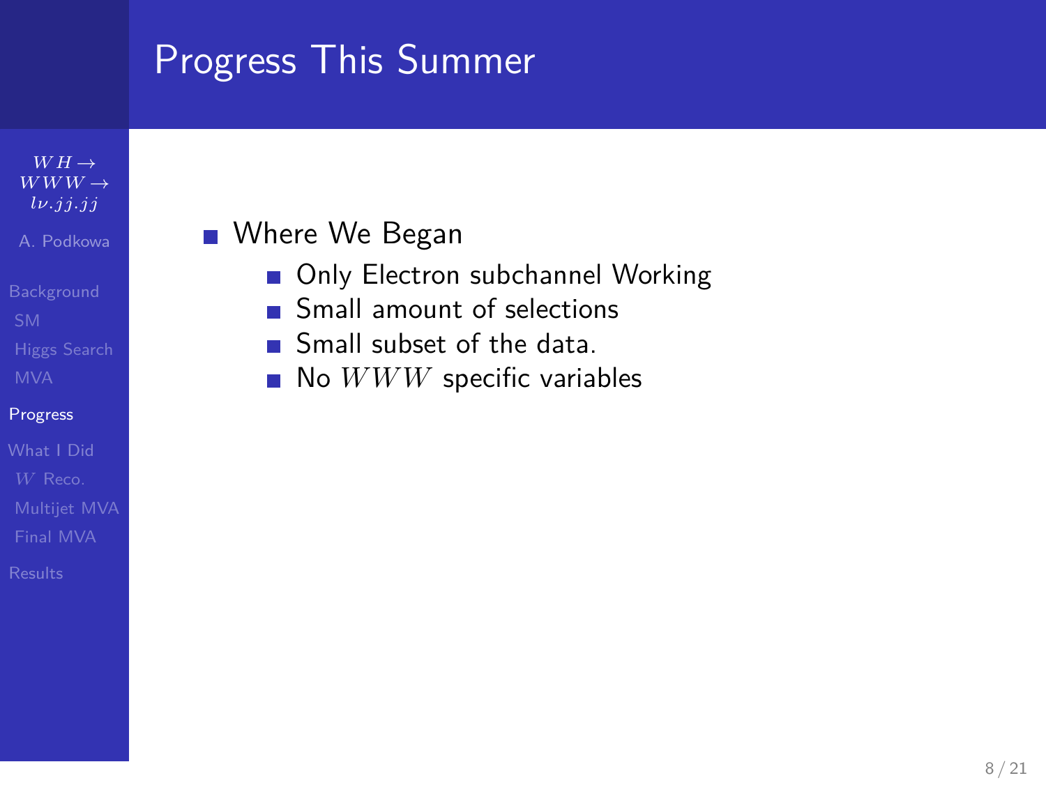# Progress This Summer

- Where We Began
  - Only Electron subchannel Working
  - Small amount of selections
  - Small subset of the data.
  - No $WWW$ specific variables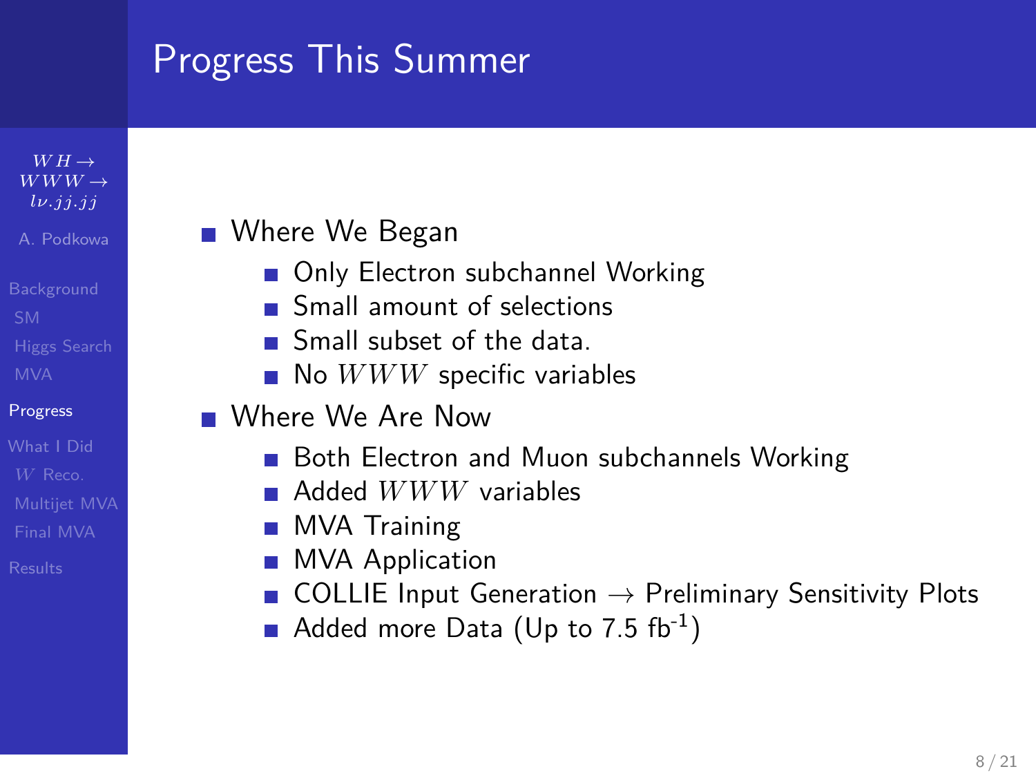# Progress This Summer

- Where We Began
  - Only Electron subchannel Working
  - Small amount of selections
  - Small subset of the data.
  - No $WWW$ specific variables
- Where We Are Now
  - Both Electron and Muon subchannels Working
  - Added $WWW$ variables
  - MVA Training
  - MVA Application
  - COLLIE Input Generation $\rightarrow$ Preliminary Sensitivity Plots
  - Added more Data (Up to 7.5 fb$^{-1}$)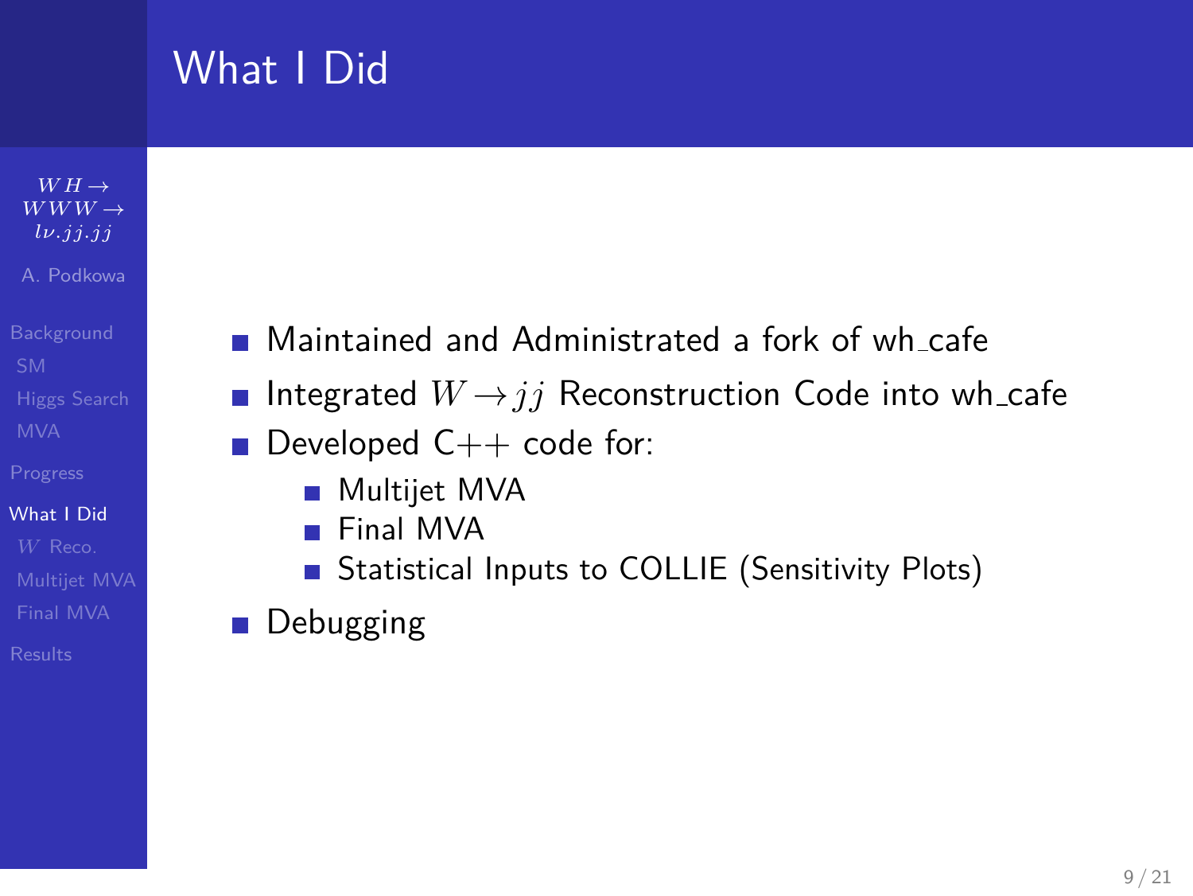# What I Did

- Maintained and Administrated a fork of wh_cafe
- Integrated $W \rightarrow jj$ Reconstruction Code into wh_cafe
- Developed C++ code for:
  - Multijet MVA
  - Final MVA
  - Statistical Inputs to COLLIE (Sensitivity Plots)
- Debugging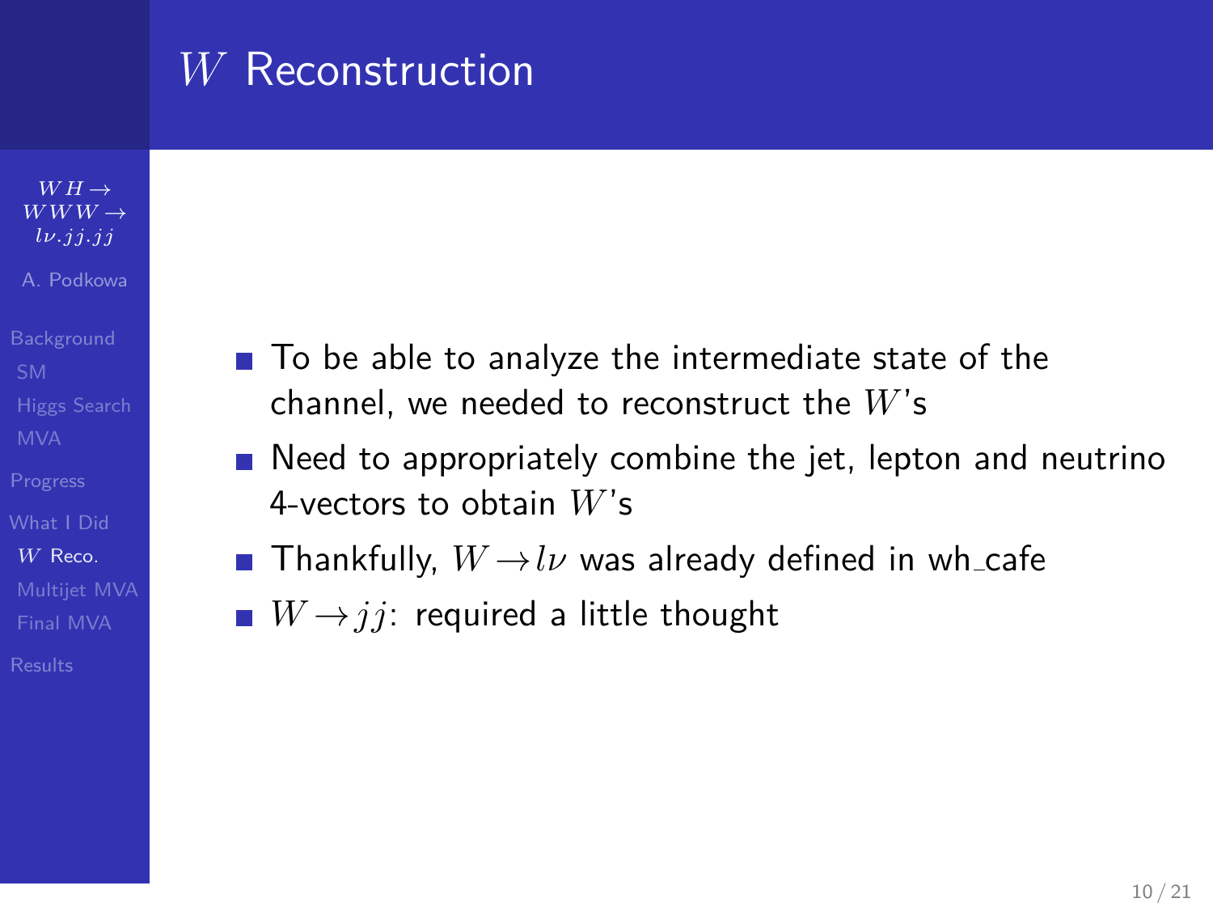# $W$ Reconstruction

- To be able to analyze the intermediate state of the channel, we needed to reconstruct the $W$'s
- Need to appropriately combine the jet, lepton and neutrino 4-vectors to obtain $W$'s
- Thankfully, $W \to l\nu$ was already defined in wh_cafe
- $W \to jj$: required a little thought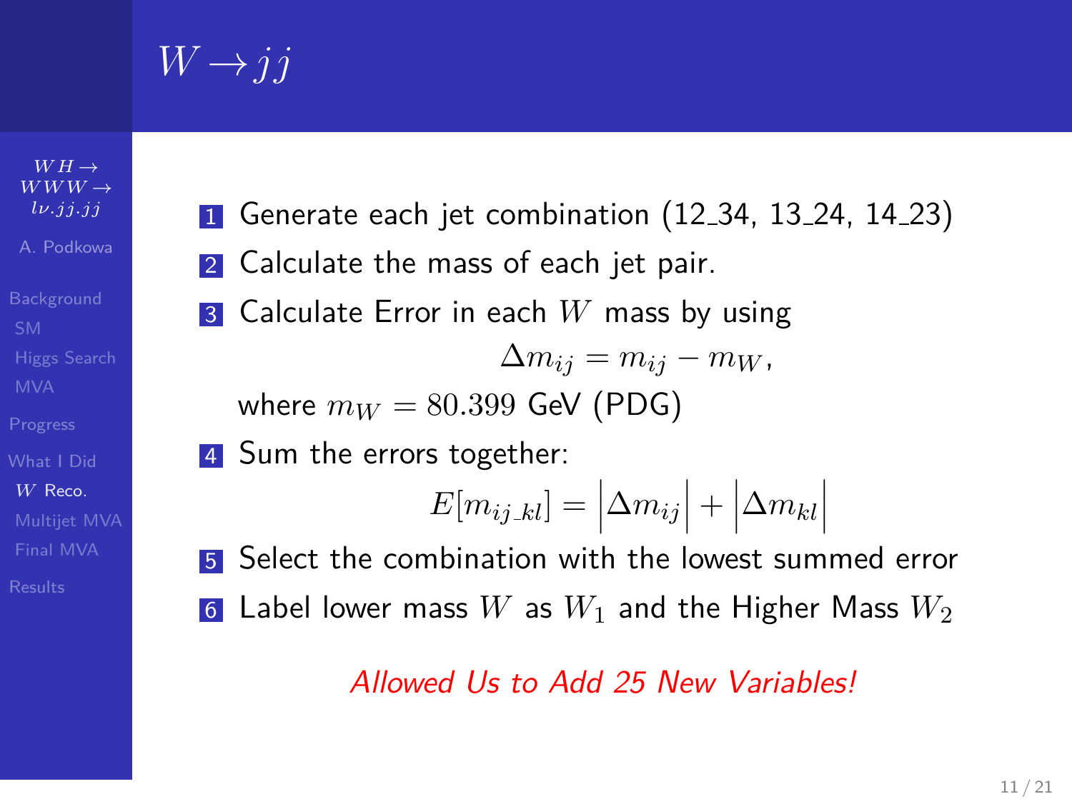# $W \to jj$

1. Generate each jet combination (12_34, 13_24, 14_23)
2. Calculate the mass of each jet pair.
3. Calculate Error in each $W$ mass by using

$$\Delta m_{ij} = m_{ij} - m_W,$$

   where $m_W = 80.399$ GeV (PDG)

4. Sum the errors together:

$$E[m_{ij\_kl}] = \left|\Delta m_{ij}\right| + \left|\Delta m_{kl}\right|$$

5. Select the combination with the lowest summed error
6. Label lower mass $W$ as $W_1$ and the Higher Mass $W_2$

*Allowed Us to Add 25 New Variables!*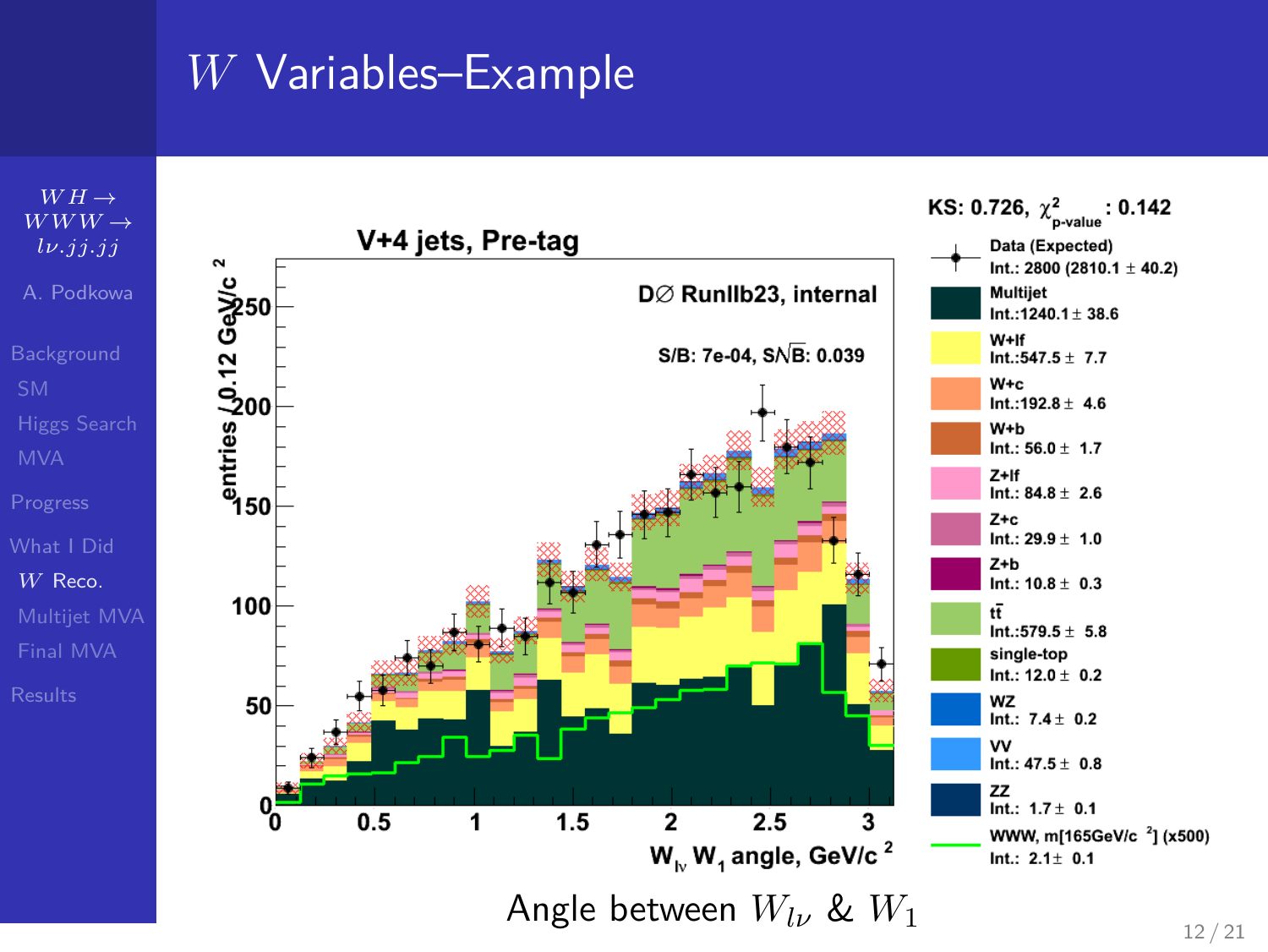# $W$ Variables–Example

Angle between $W_{l\nu}$ & $W_1$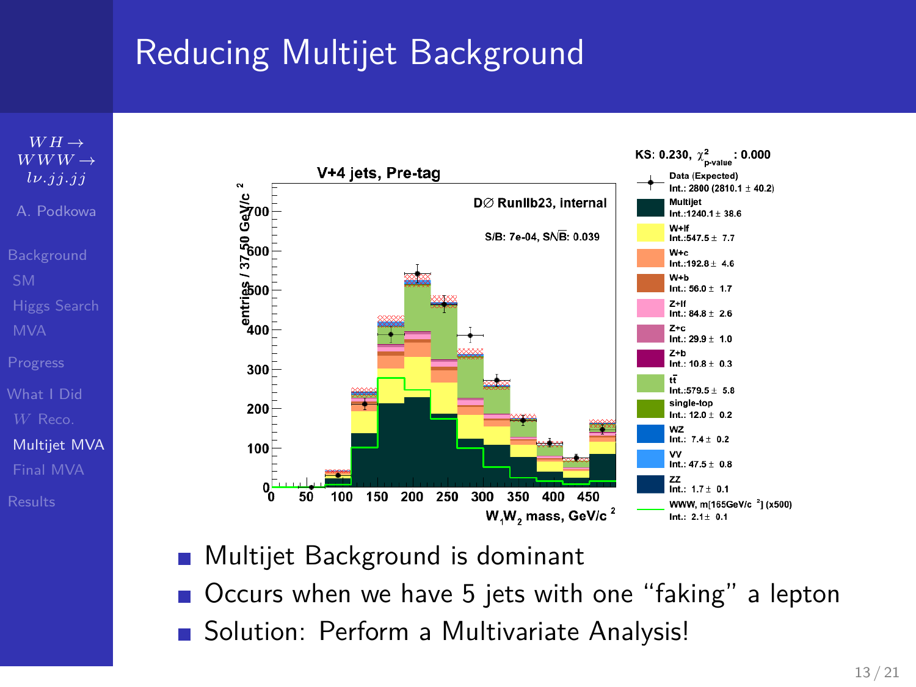# Reducing Multijet Background

- Multijet Background is dominant
- Occurs when we have 5 jets with one “faking” a lepton
- Solution: Perform a Multivariate Analysis!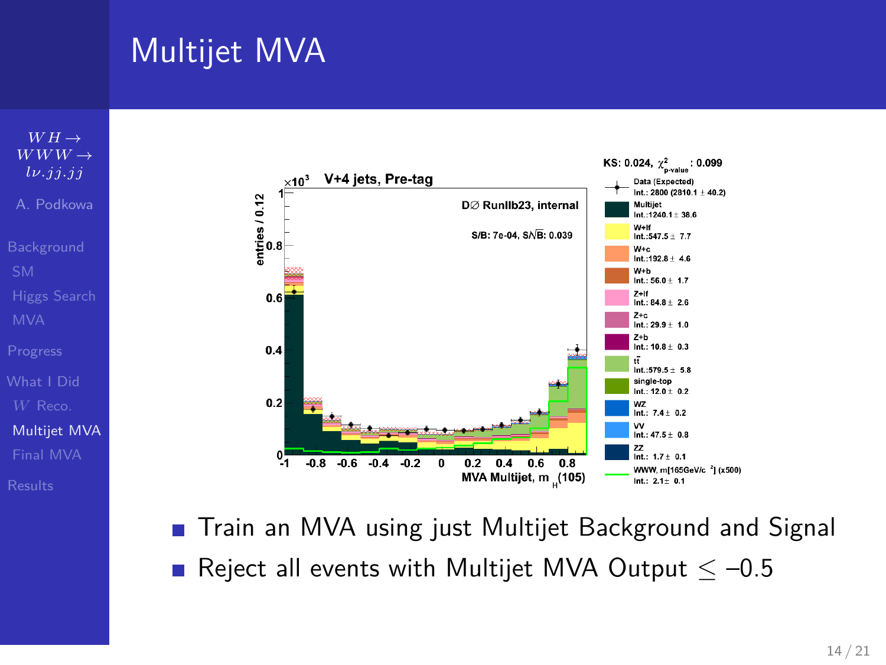# Multijet MVA

- Train an MVA using just Multijet Background and Signal
- Reject all events with Multijet MVA Output $\leq -0.5$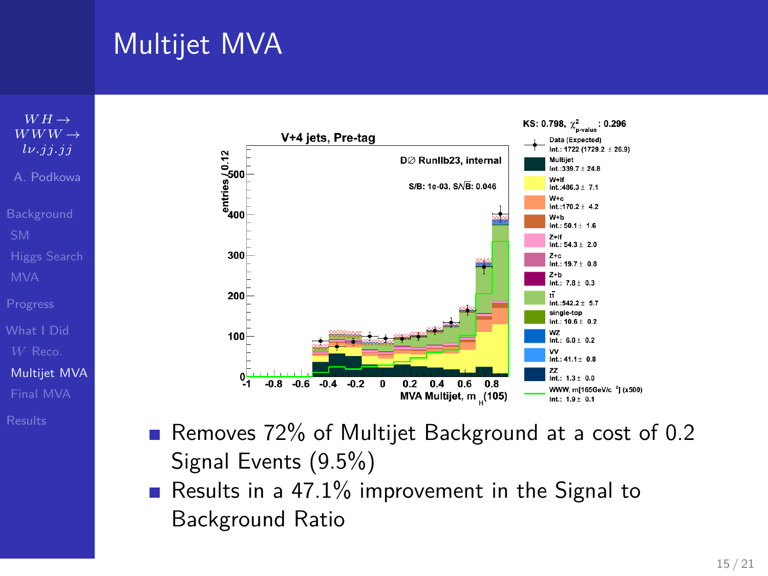# Multijet MVA

- Removes 72% of Multijet Background at a cost of 0.2 Signal Events (9.5%)
- Results in a 47.1% improvement in the Signal to Background Ratio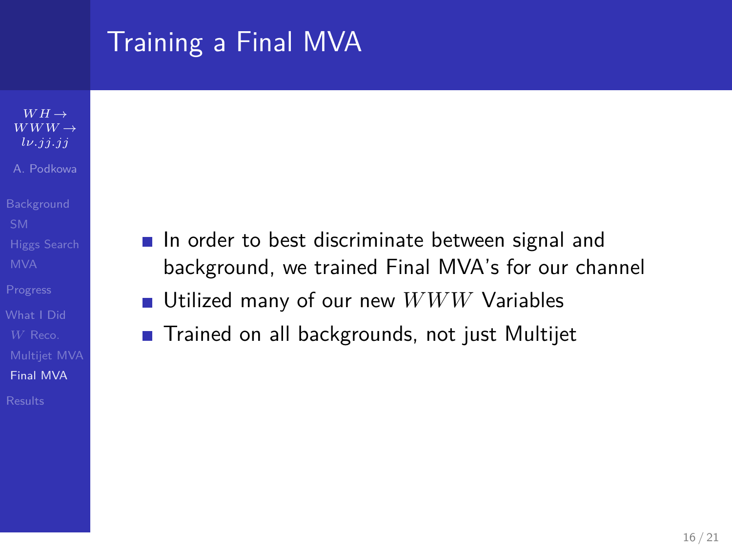# Training a Final MVA

- In order to best discriminate between signal and background, we trained Final MVA's for our channel
- Utilized many of our new $WWW$ Variables
- Trained on all backgrounds, not just Multijet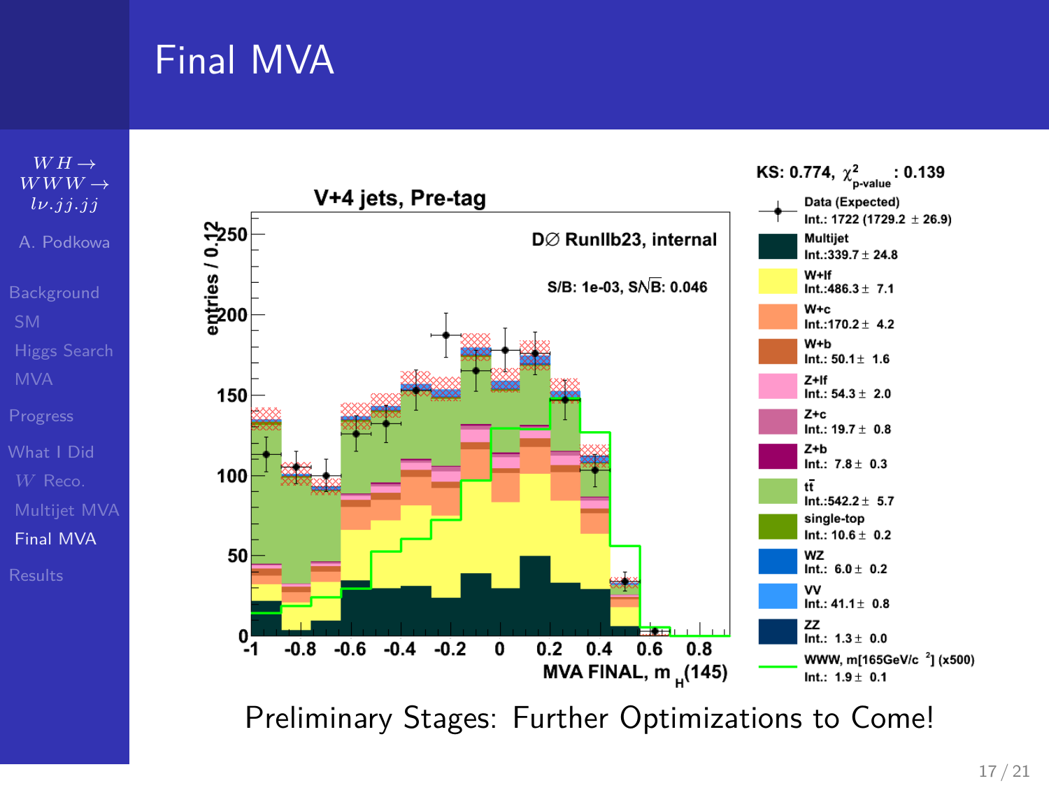# Final MVA

$WH \to WWW \to l\nu.jj.jj$

A. Podkowa

- Background
  - SM
  - Higgs Search
  - MVA
- Progress
- What I Did
  - $W$ Reco.
  - Multijet MVA
  - Final MVA
- Results

V+4 jets, Pre-tag

DØ RunIIb23, internal

S/B: 1e-03, S/$\sqrt{B}$: 0.046

KS: 0.774, $\chi^2_{p\text{-value}}$: 0.139

| Sample | Integral |
| --- | --- |
| Data (Expected) | Int.: 1722 (1729.2 ± 26.9) |
| Multijet | Int.: 339.7 ± 24.8 |
| W+lf | Int.: 486.3 ± 7.1 |
| W+c | Int.: 170.2 ± 4.2 |
| W+b | Int.: 50.1 ± 1.6 |
| Z+lf | Int.: 54.3 ± 2.0 |
| Z+c | Int.: 19.7 ± 0.8 |
| Z+b | Int.: 7.8 ± 0.3 |
| $t\bar{t}$ | Int.: 542.2 ± 5.7 |
| single-top | Int.: 10.6 ± 0.2 |
| WZ | Int.: 6.0 ± 0.2 |
| VV | Int.: 41.1 ± 0.8 |
| ZZ | Int.: 1.3 ± 0.0 |
| WWW, m[165GeV/c$^2$] (x500) | Int.: 1.9 ± 0.1 |

Preliminary Stages: Further Optimizations to Come!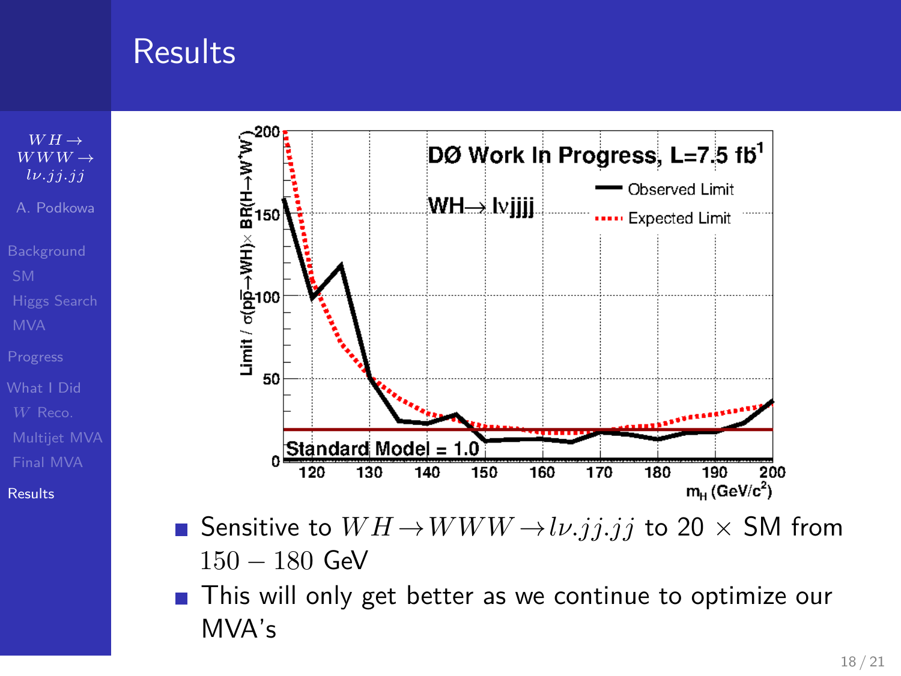# Results

- Sensitive to $WH \rightarrow WWW \rightarrow l\nu.jj.jj$ to 20 $\times$ SM from $150 - 180$ GeV
- This will only get better as we continue to optimize our MVA's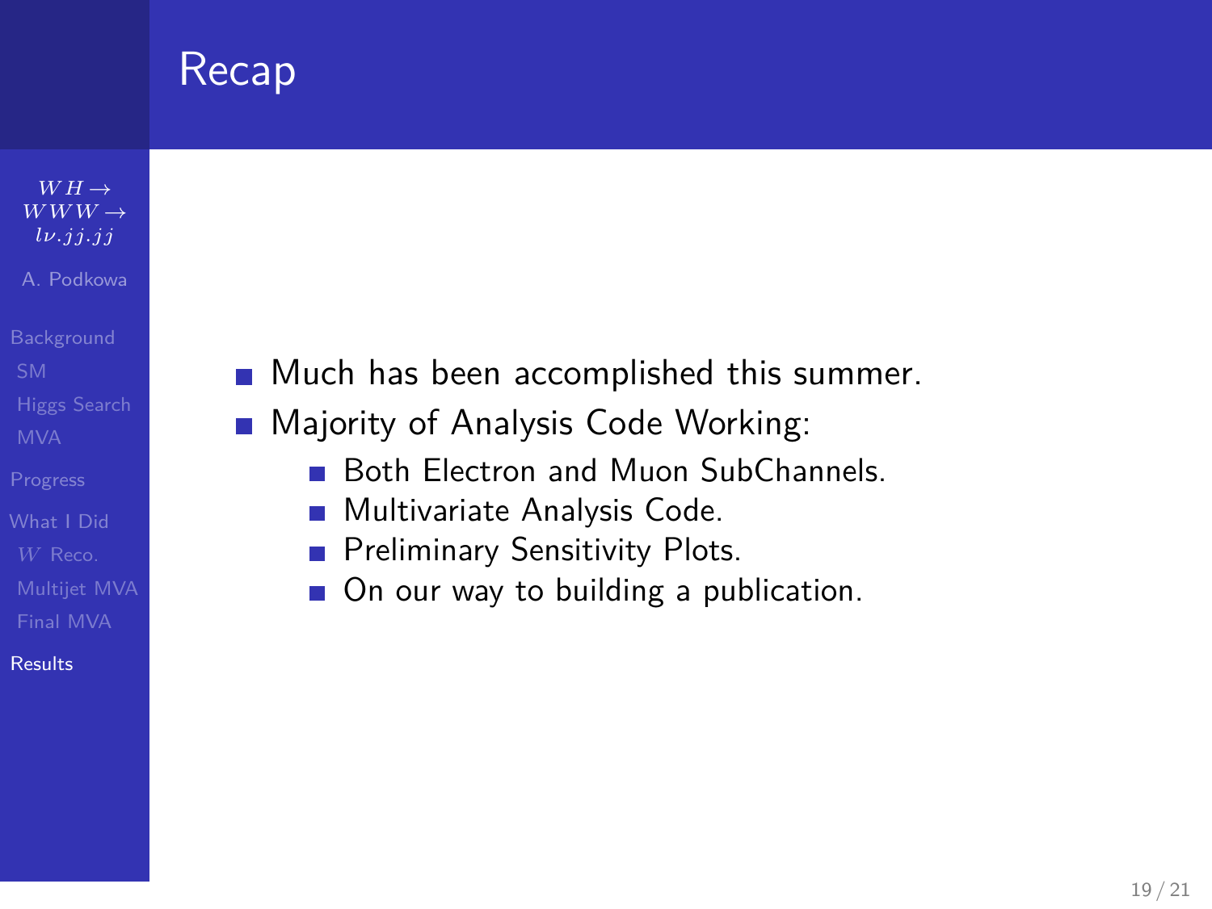# Recap

- Much has been accomplished this summer.
- Majority of Analysis Code Working:
  - Both Electron and Muon SubChannels.
  - Multivariate Analysis Code.
  - Preliminary Sensitivity Plots.
  - On our way to building a publication.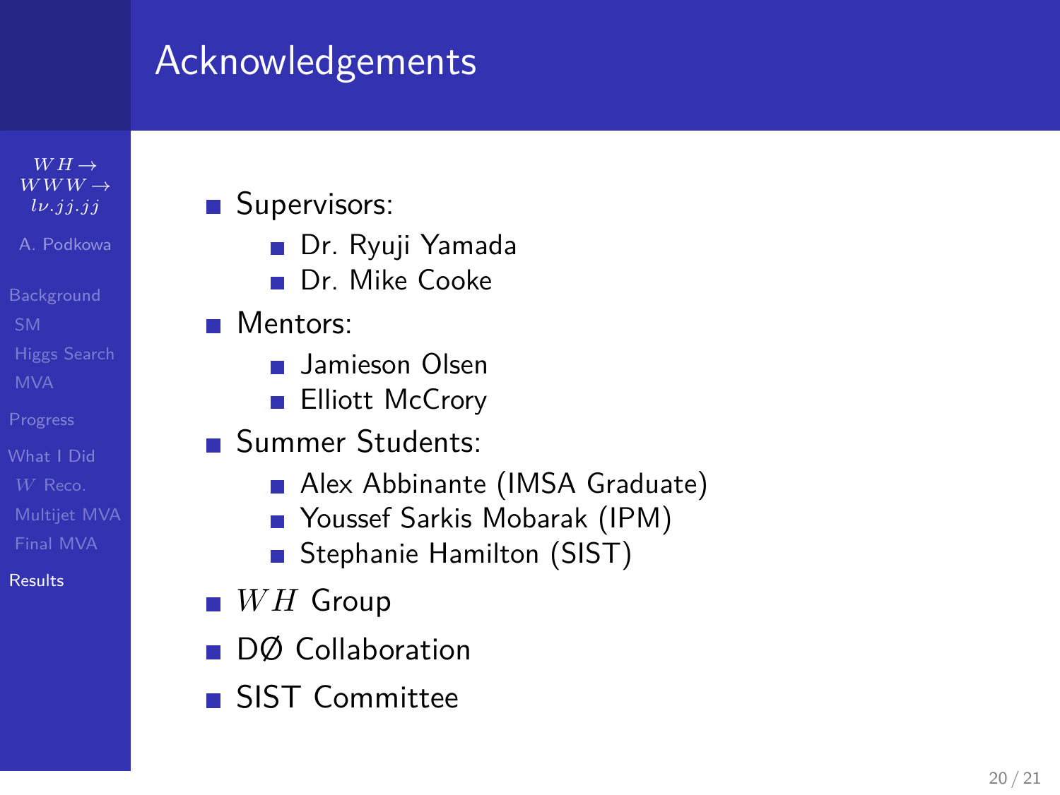# Acknowledgements

- Supervisors:
  - Dr. Ryuji Yamada
  - Dr. Mike Cooke
- Mentors:
  - Jamieson Olsen
  - Elliott McCrory
- Summer Students:
  - Alex Abbinante (IMSA Graduate)
  - Youssef Sarkis Mobarak (IPM)
  - Stephanie Hamilton (SIST)
- $WH$ Group
- DØ Collaboration
- SIST Committee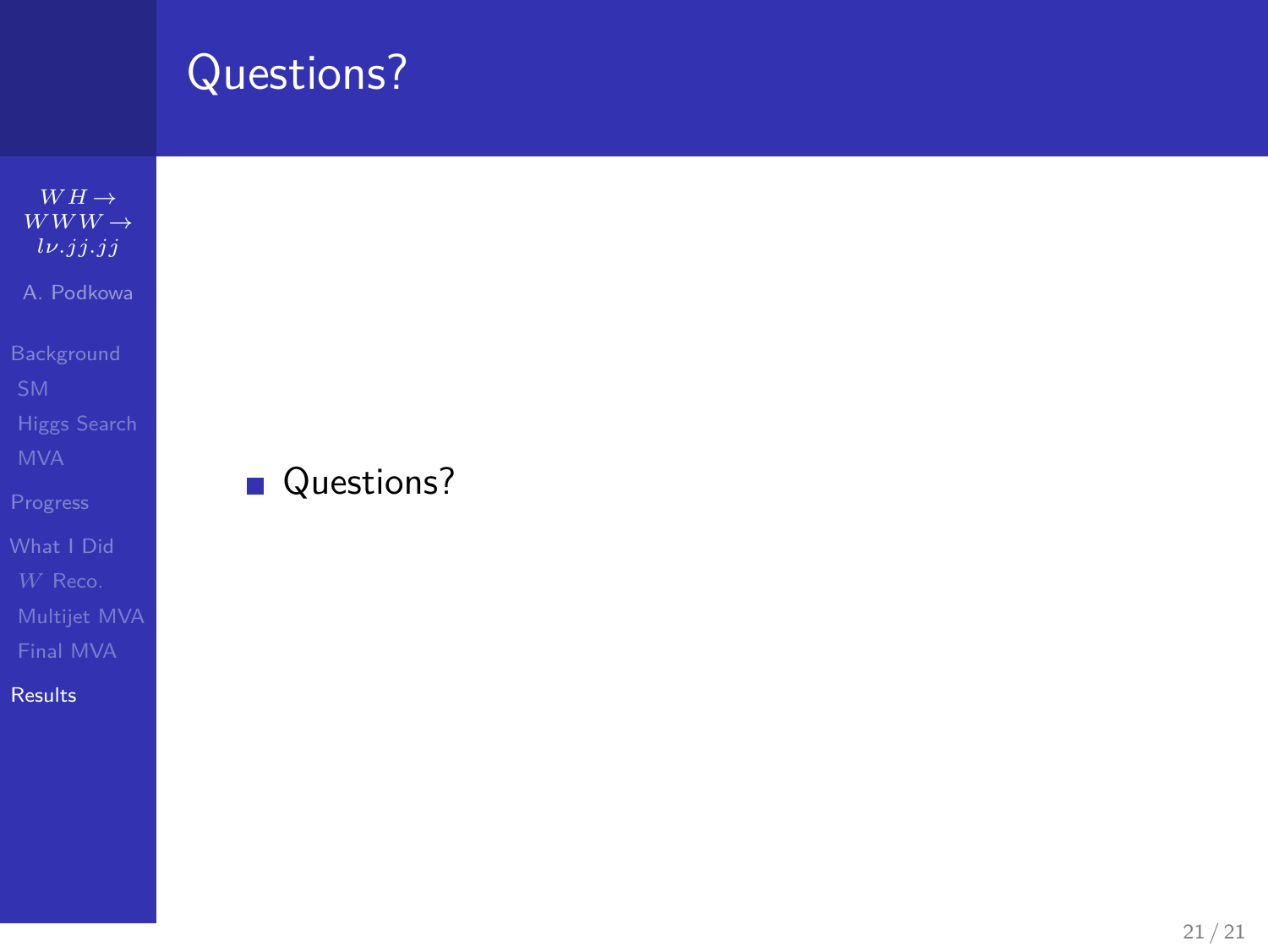# Questions?

- Questions?